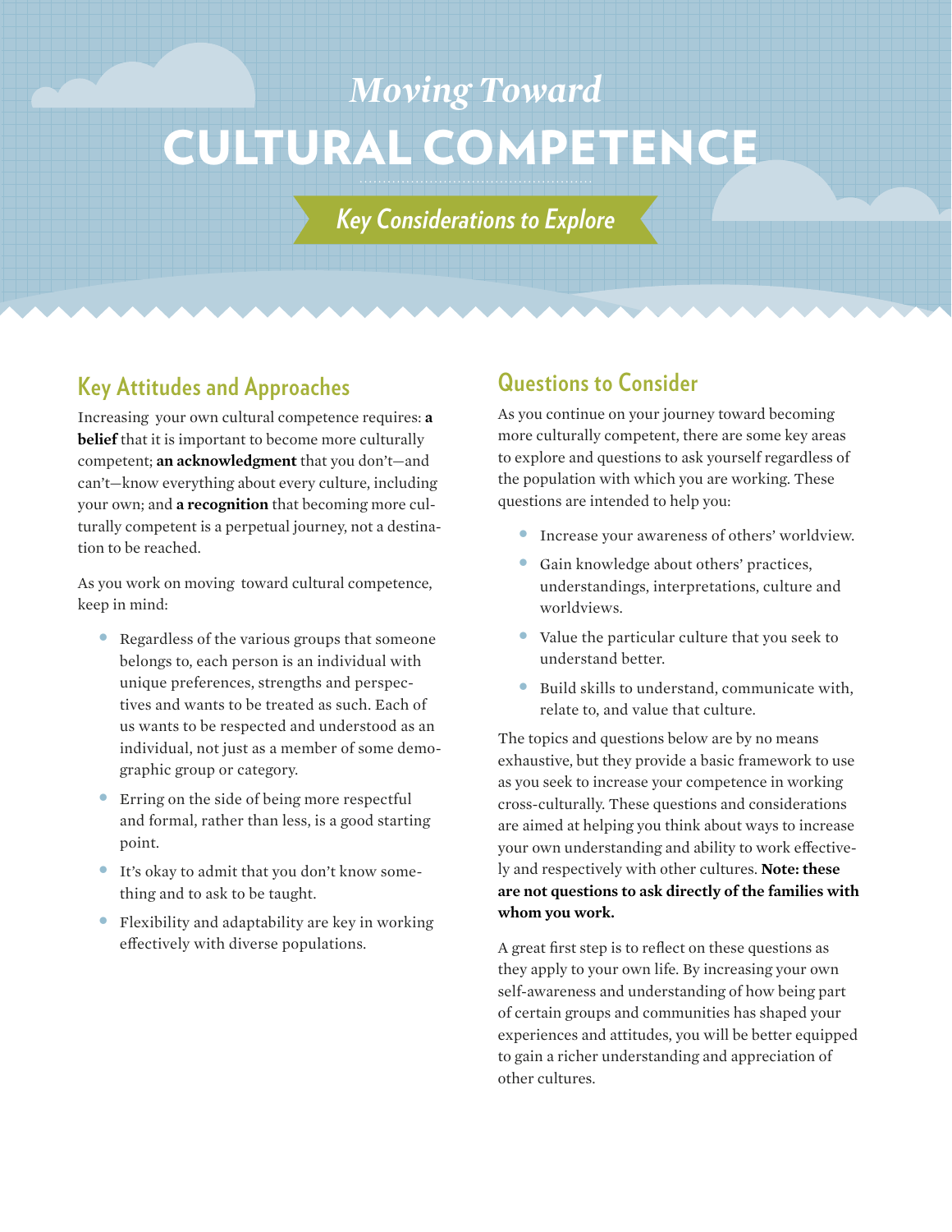# *Moving Toward* CULTURAL COMPETENCE

***Key Considerations to Explore***

## Key Attitudes and Approaches

Increasing your own cultural competence requires: **a belief** that it is important to become more culturally competent; **an acknowledgment** that you don't—and can't—know everything about every culture, including your own; and **a recognition** that becoming more culturally competent is a perpetual journey, not a destination to be reached.

As you work on moving toward cultural competence, keep in mind:

- Regardless of the various groups that someone belongs to, each person is an individual with unique preferences, strengths and perspectives and wants to be treated as such. Each of us wants to be respected and understood as an individual, not just as a member of some demographic group or category.
- Erring on the side of being more respectful and formal, rather than less, is a good starting point.
- It's okay to admit that you don't know something and to ask to be taught.
- Flexibility and adaptability are key in working effectively with diverse populations.

## Questions to Consider

As you continue on your journey toward becoming more culturally competent, there are some key areas to explore and questions to ask yourself regardless of the population with which you are working. These questions are intended to help you:

- Increase your awareness of others' worldview.
- Gain knowledge about others' practices, understandings, interpretations, culture and worldviews.
- Value the particular culture that you seek to understand better.
- Build skills to understand, communicate with, relate to, and value that culture.

The topics and questions below are by no means exhaustive, but they provide a basic framework to use as you seek to increase your competence in working cross-culturally. These questions and considerations are aimed at helping you think about ways to increase your own understanding and ability to work effectively and respectively with other cultures. **Note: these are not questions to ask directly of the families with whom you work.**

A great first step is to reflect on these questions as they apply to your own life. By increasing your own self-awareness and understanding of how being part of certain groups and communities has shaped your experiences and attitudes, you will be better equipped to gain a richer understanding and appreciation of other cultures.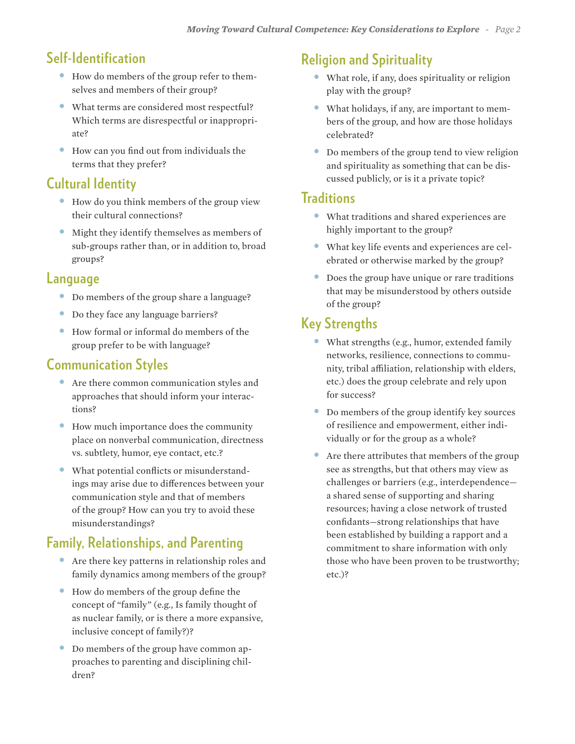## Self-Identification

- How do members of the group refer to themselves and members of their group?
- What terms are considered most respectful? Which terms are disrespectful or inappropriate?
- How can you find out from individuals the terms that they prefer?

## Cultural Identity

- How do you think members of the group view their cultural connections?
- Might they identify themselves as members of sub-groups rather than, or in addition to, broad groups?

## Language

- Do members of the group share a language?
- Do they face any language barriers?
- How formal or informal do members of the group prefer to be with language?

## Communication Styles

- Are there common communication styles and approaches that should inform your interactions?
- How much importance does the community place on nonverbal communication, directness vs. subtlety, humor, eye contact, etc.?
- What potential conflicts or misunderstandings may arise due to differences between your communication style and that of members of the group? How can you try to avoid these misunderstandings?

## Family, Relationships, and Parenting

- Are there key patterns in relationship roles and family dynamics among members of the group?
- How do members of the group define the concept of "family" (e.g., Is family thought of as nuclear family, or is there a more expansive, inclusive concept of family?)?
- Do members of the group have common approaches to parenting and disciplining children?

## Religion and Spirituality

- What role, if any, does spirituality or religion play with the group?
- What holidays, if any, are important to members of the group, and how are those holidays celebrated?
- Do members of the group tend to view religion and spirituality as something that can be discussed publicly, or is it a private topic?

## Traditions

- What traditions and shared experiences are highly important to the group?
- What key life events and experiences are celebrated or otherwise marked by the group?
- Does the group have unique or rare traditions that may be misunderstood by others outside of the group?

## Key Strengths

- What strengths (e.g., humor, extended family networks, resilience, connections to community, tribal affiliation, relationship with elders, etc.) does the group celebrate and rely upon for success?
- Do members of the group identify key sources of resilience and empowerment, either individually or for the group as a whole?
- Are there attributes that members of the group see as strengths, but that others may view as challenges or barriers (e.g., interdependence—a shared sense of supporting and sharing resources; having a close network of trusted confidants—strong relationships that have been established by building a rapport and a commitment to share information with only those who have been proven to be trustworthy; etc.)?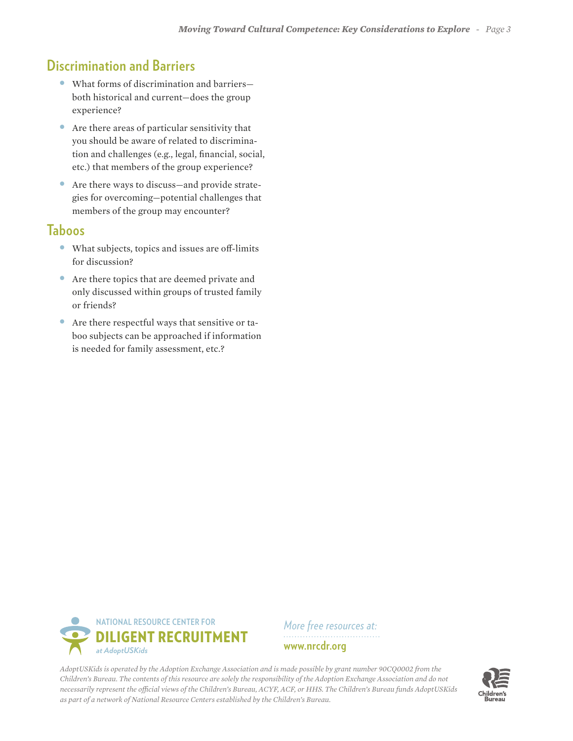## Discrimination and Barriers

- What forms of discrimination and barriers—both historical and current—does the group experience?
- Are there areas of particular sensitivity that you should be aware of related to discrimination and challenges (e.g., legal, financial, social, etc.) that members of the group experience?
- Are there ways to discuss—and provide strategies for overcoming—potential challenges that members of the group may encounter?

## Taboos

- What subjects, topics and issues are off-limits for discussion?
- Are there topics that are deemed private and only discussed within groups of trusted family or friends?
- Are there respectful ways that sensitive or taboo subjects can be approached if information is needed for family assessment, etc.?

NATIONAL RESOURCE CENTER FOR **DILIGENT RECRUITMENT** *at AdoptUSKids*

*More free resources at:*
**www.nrcdr.org**

*AdoptUSKids is operated by the Adoption Exchange Association and is made possible by grant number 90CQ0002 from the Children's Bureau. The contents of this resource are solely the responsibility of the Adoption Exchange Association and do not necessarily represent the official views of the Children's Bureau, ACYF, ACF, or HHS. The Children's Bureau funds AdoptUSKids as part of a network of National Resource Centers established by the Children's Bureau.*

Children's Bureau